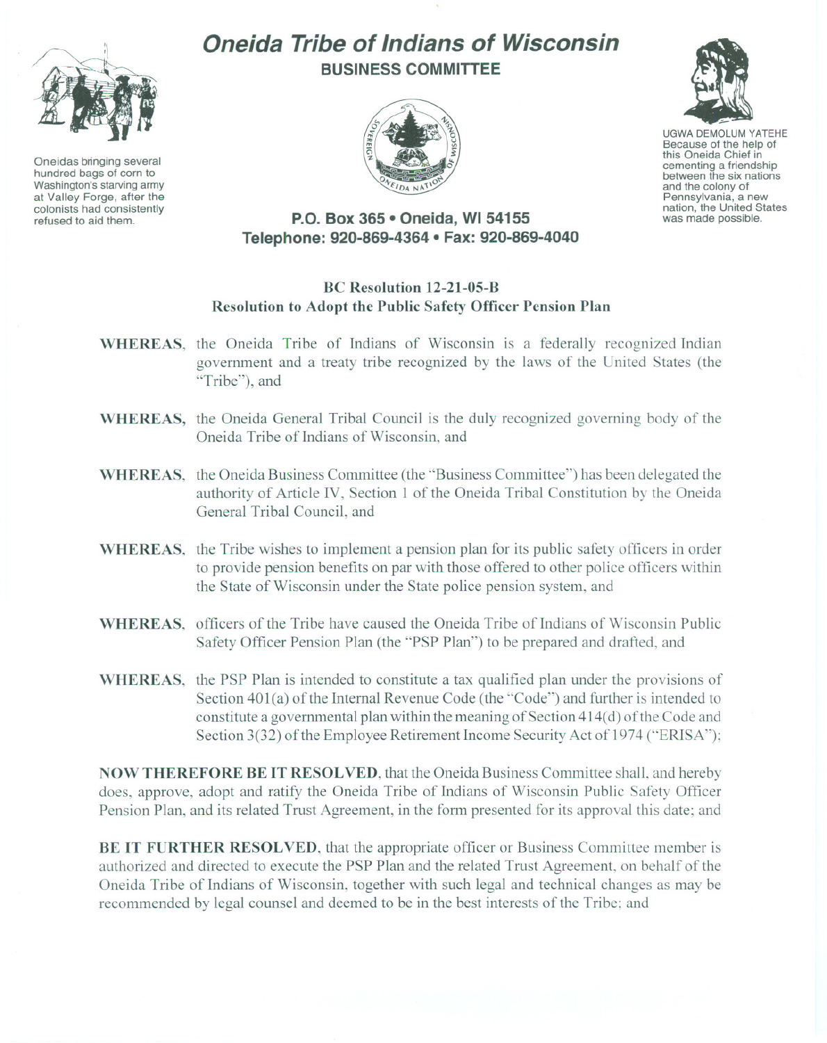# Oneida Tribe of Indians of Wisconsin

## BUSINESS COMMITTEE

Oneidas bringing several hundred bags of corn to Washington's starving army at Valley Forge, after the colonists had consistently refused to aid them.

UGWA DEMOLUM YATEHE
Because of the help of this Oneida Chief in cementing a friendship between the six nations and the colony of Pennsylvania, a new nation, the United States was made possible.

**P.O. Box 365 • Oneida, WI 54155**
**Telephone: 920-869-4364 • Fax: 920-869-4040**

**BC Resolution 12-21-05-B**
**Resolution to Adopt the Public Safety Officer Pension Plan**

**WHEREAS**, the Oneida Tribe of Indians of Wisconsin is a federally recognized Indian government and a treaty tribe recognized by the laws of the United States (the "Tribe"), and

**WHEREAS**, the Oneida General Tribal Council is the duly recognized governing body of the Oneida Tribe of Indians of Wisconsin, and

**WHEREAS**, the Oneida Business Committee (the "Business Committee") has been delegated the authority of Article IV, Section 1 of the Oneida Tribal Constitution by the Oneida General Tribal Council, and

**WHEREAS**, the Tribe wishes to implement a pension plan for its public safety officers in order to provide pension benefits on par with those offered to other police officers within the State of Wisconsin under the State police pension system, and

**WHEREAS**, officers of the Tribe have caused the Oneida Tribe of Indians of Wisconsin Public Safety Officer Pension Plan (the "PSP Plan") to be prepared and drafted, and

**WHEREAS**, the PSP Plan is intended to constitute a tax qualified plan under the provisions of Section 401(a) of the Internal Revenue Code (the "Code") and further is intended to constitute a governmental plan within the meaning of Section 414(d) of the Code and Section 3(32) of the Employee Retirement Income Security Act of 1974 ("ERISA");

**NOW THEREFORE BE IT RESOLVED**, that the Oneida Business Committee shall, and hereby does, approve, adopt and ratify the Oneida Tribe of Indians of Wisconsin Public Safety Officer Pension Plan, and its related Trust Agreement, in the form presented for its approval this date; and

**BE IT FURTHER RESOLVED**, that the appropriate officer or Business Committee member is authorized and directed to execute the PSP Plan and the related Trust Agreement, on behalf of the Oneida Tribe of Indians of Wisconsin, together with such legal and technical changes as may be recommended by legal counsel and deemed to be in the best interests of the Tribe; and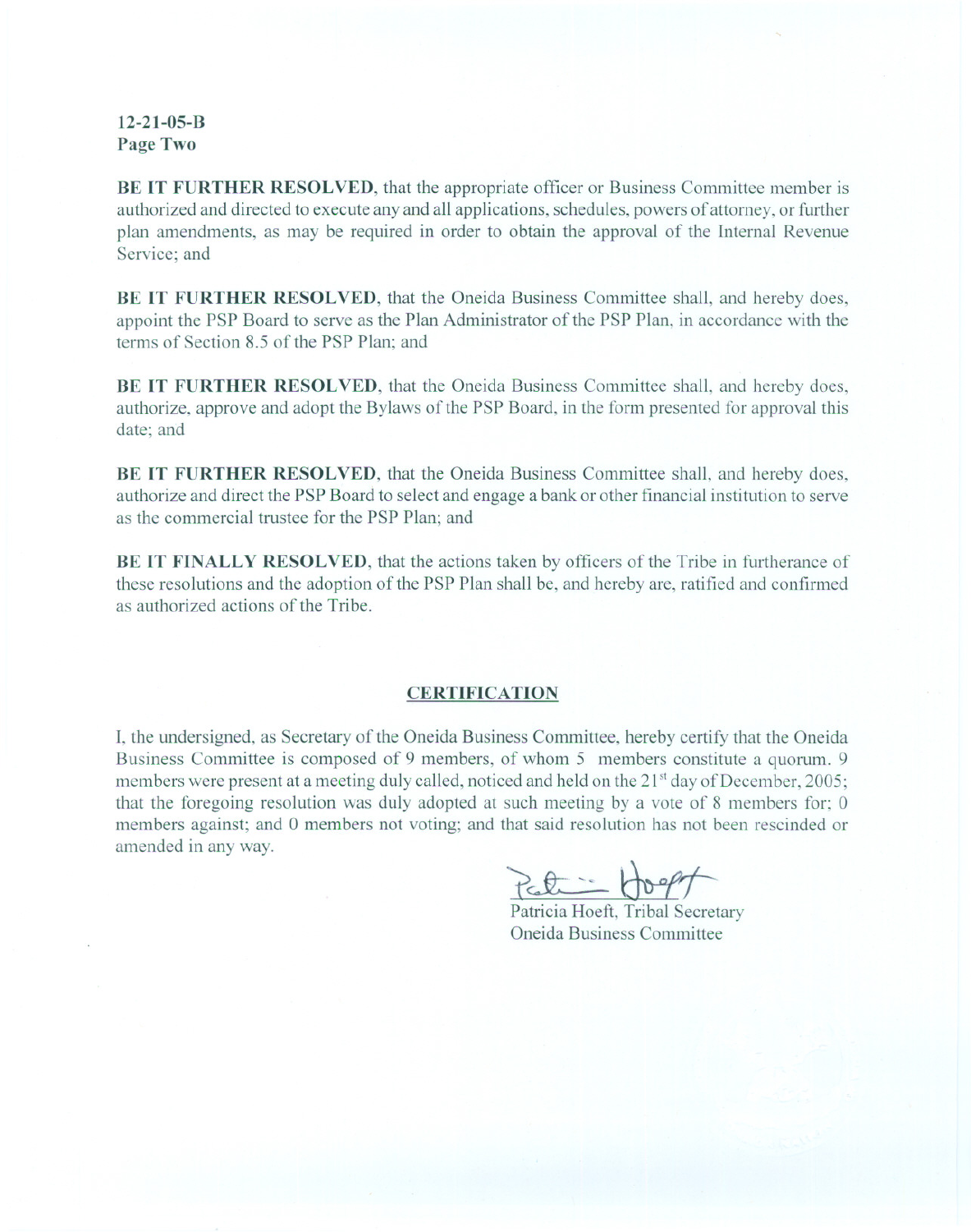**12-21-05-B**
**Page Two**

**BE IT FURTHER RESOLVED**, that the appropriate officer or Business Committee member is authorized and directed to execute any and all applications, schedules, powers of attorney, or further plan amendments, as may be required in order to obtain the approval of the Internal Revenue Service; and

**BE IT FURTHER RESOLVED**, that the Oneida Business Committee shall, and hereby does, appoint the PSP Board to serve as the Plan Administrator of the PSP Plan, in accordance with the terms of Section 8.5 of the PSP Plan; and

**BE IT FURTHER RESOLVED**, that the Oneida Business Committee shall, and hereby does, authorize, approve and adopt the Bylaws of the PSP Board, in the form presented for approval this date; and

**BE IT FURTHER RESOLVED**, that the Oneida Business Committee shall, and hereby does, authorize and direct the PSP Board to select and engage a bank or other financial institution to serve as the commercial trustee for the PSP Plan; and

**BE IT FINALLY RESOLVED**, that the actions taken by officers of the Tribe in furtherance of these resolutions and the adoption of the PSP Plan shall be, and hereby are, ratified and confirmed as authorized actions of the Tribe.

## CERTIFICATION

I, the undersigned, as Secretary of the Oneida Business Committee, hereby certify that the Oneida Business Committee is composed of 9 members, of whom 5 members constitute a quorum. 9 members were present at a meeting duly called, noticed and held on the 21st day of December, 2005; that the foregoing resolution was duly adopted at such meeting by a vote of 8 members for; 0 members against; and 0 members not voting; and that said resolution has not been rescinded or amended in any way.

Patricia Hoeft, Tribal Secretary
Oneida Business Committee